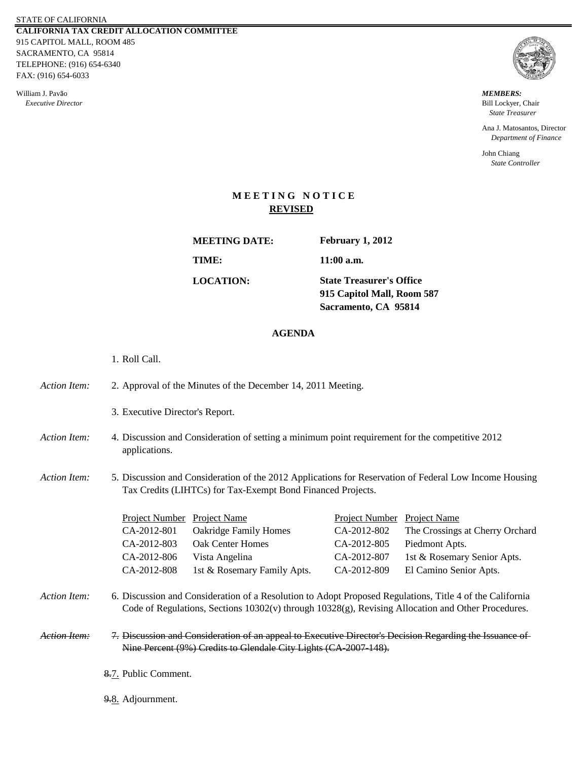STATE OF CALIFORNIA

**CALIFORNIA TAX CREDIT ALLOCATION COMMITTEE**
915 CAPITOL MALL, ROOM 485
SACRAMENTO, CA 95814
TELEPHONE: (916) 654-6340
FAX: (916) 654-6033

William J. Pavão
*Executive Director*

***MEMBERS:***
Bill Lockyer, Chair
*State Treasurer*

Ana J. Matosantos, Director
*Department of Finance*

John Chiang
*State Controller*

# MEETING NOTICE

**REVISED**

**MEETING DATE:** **February 1, 2012**

**TIME:** **11:00 a.m.**

**LOCATION:** **State Treasurer's Office**
**915 Capitol Mall, Room 587**
**Sacramento, CA 95814**

## AGENDA

1. Roll Call.

*Action Item:* 2. Approval of the Minutes of the December 14, 2011 Meeting.

3. Executive Director's Report.

*Action Item:* 4. Discussion and Consideration of setting a minimum point requirement for the competitive 2012 applications.

*Action Item:* 5. Discussion and Consideration of the 2012 Applications for Reservation of Federal Low Income Housing Tax Credits (LIHTCs) for Tax-Exempt Bond Financed Projects.

| Project Number | Project Name | Project Number | Project Name |
|---|---|---|---|
| CA-2012-801 | Oakridge Family Homes | CA-2012-802 | The Crossings at Cherry Orchard |
| CA-2012-803 | Oak Center Homes | CA-2012-805 | Piedmont Apts. |
| CA-2012-806 | Vista Angelina | CA-2012-807 | 1st & Rosemary Senior Apts. |
| CA-2012-808 | 1st & Rosemary Family Apts. | CA-2012-809 | El Camino Senior Apts. |

*Action Item:* 6. Discussion and Consideration of a Resolution to Adopt Proposed Regulations, Title 4 of the California Code of Regulations, Sections 10302(v) through 10328(g), Revising Allocation and Other Procedures.

~~*Action Item:* 7. Discussion and Consideration of an appeal to Executive Director's Decision Regarding the Issuance of Nine Percent (9%) Credits to Glendale City Lights (CA-2007-148).~~

~~8.~~7. Public Comment.

~~9.~~8. Adjournment.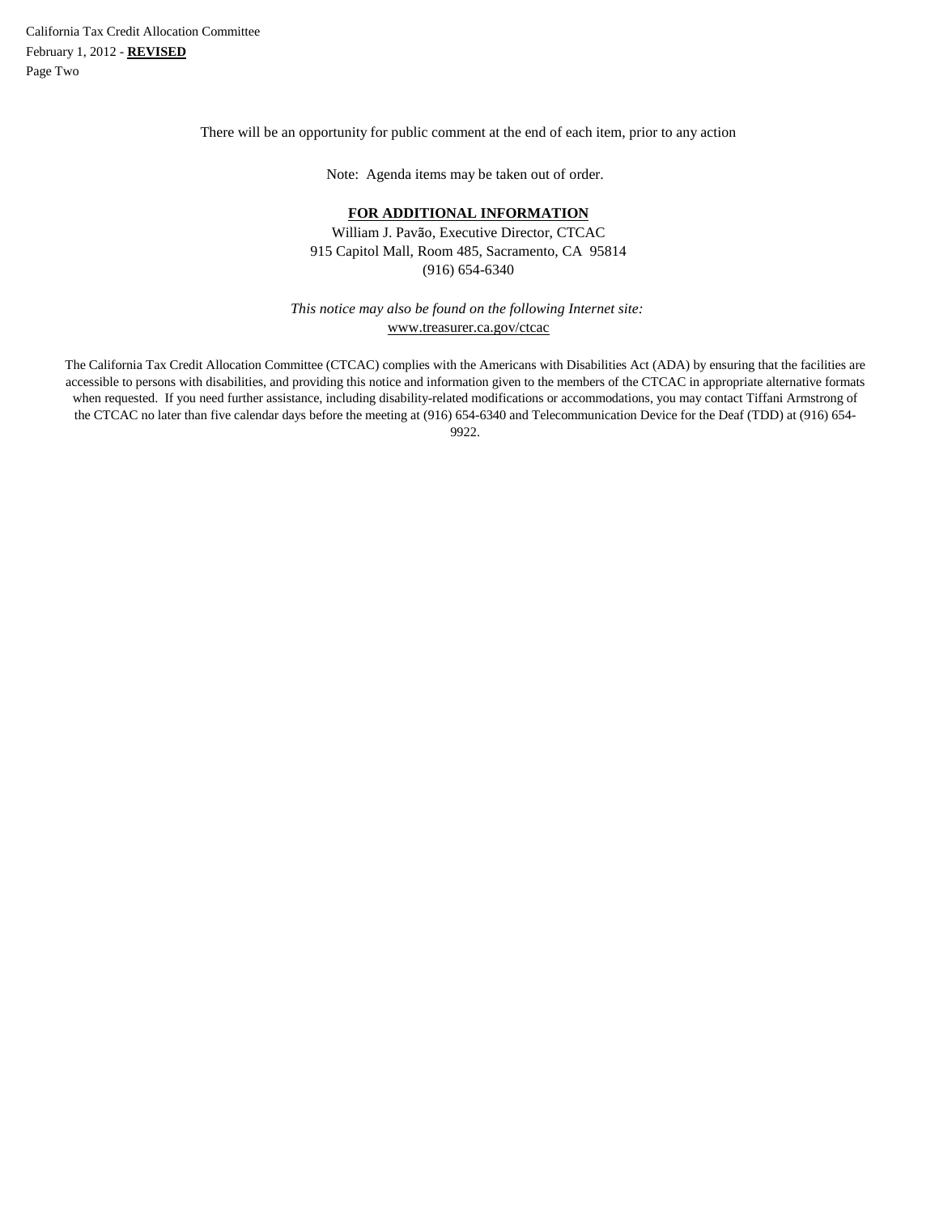There will be an opportunity for public comment at the end of each item, prior to any action

Note: Agenda items may be taken out of order.

**FOR ADDITIONAL INFORMATION**

William J. Pavão, Executive Director, CTCAC
915 Capitol Mall, Room 485, Sacramento, CA 95814
(916) 654-6340

*This notice may also be found on the following Internet site:*
www.treasurer.ca.gov/ctcac

The California Tax Credit Allocation Committee (CTCAC) complies with the Americans with Disabilities Act (ADA) by ensuring that the facilities are accessible to persons with disabilities, and providing this notice and information given to the members of the CTCAC in appropriate alternative formats when requested. If you need further assistance, including disability-related modifications or accommodations, you may contact Tiffani Armstrong of the CTCAC no later than five calendar days before the meeting at (916) 654-6340 and Telecommunication Device for the Deaf (TDD) at (916) 654-9922.